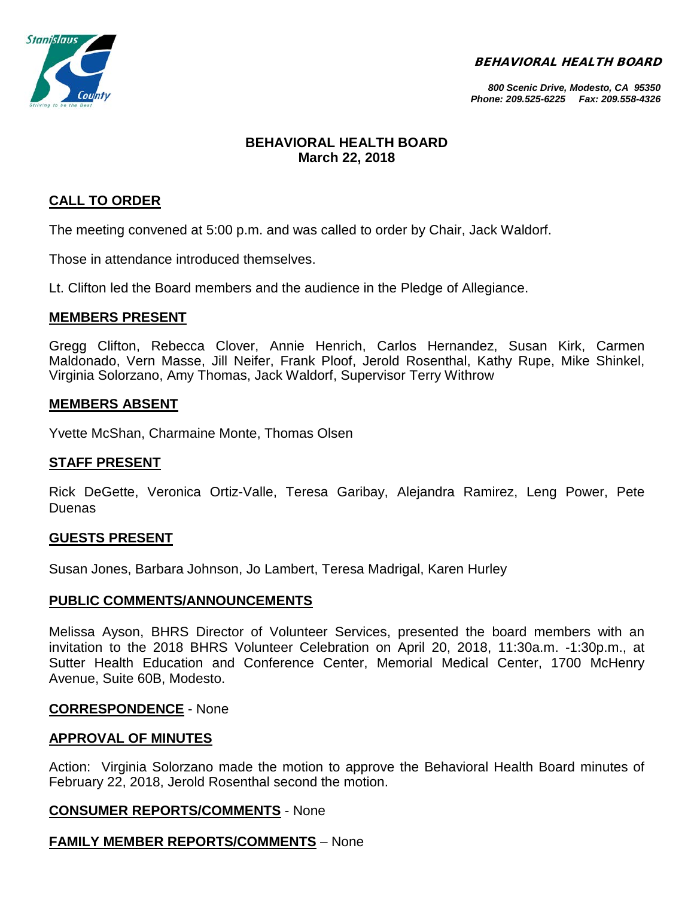**BEHAVIORAL HEALTH BOARD**

*800 Scenic Drive, Modesto, CA 95350*
*Phone: 209.525-6225 Fax: 209.558-4326*

# BEHAVIORAL HEALTH BOARD
## March 22, 2018

## CALL TO ORDER

The meeting convened at 5:00 p.m. and was called to order by Chair, Jack Waldorf.

Those in attendance introduced themselves.

Lt. Clifton led the Board members and the audience in the Pledge of Allegiance.

## MEMBERS PRESENT

Gregg Clifton, Rebecca Clover, Annie Henrich, Carlos Hernandez, Susan Kirk, Carmen Maldonado, Vern Masse, Jill Neifer, Frank Ploof, Jerold Rosenthal, Kathy Rupe, Mike Shinkel, Virginia Solorzano, Amy Thomas, Jack Waldorf, Supervisor Terry Withrow

## MEMBERS ABSENT

Yvette McShan, Charmaine Monte, Thomas Olsen

## STAFF PRESENT

Rick DeGette, Veronica Ortiz-Valle, Teresa Garibay, Alejandra Ramirez, Leng Power, Pete Duenas

## GUESTS PRESENT

Susan Jones, Barbara Johnson, Jo Lambert, Teresa Madrigal, Karen Hurley

## PUBLIC COMMENTS/ANNOUNCEMENTS

Melissa Ayson, BHRS Director of Volunteer Services, presented the board members with an invitation to the 2018 BHRS Volunteer Celebration on April 20, 2018, 11:30a.m. -1:30p.m., at Sutter Health Education and Conference Center, Memorial Medical Center, 1700 McHenry Avenue, Suite 60B, Modesto.

## CORRESPONDENCE - None

## APPROVAL OF MINUTES

Action: Virginia Solorzano made the motion to approve the Behavioral Health Board minutes of February 22, 2018, Jerold Rosenthal second the motion.

## CONSUMER REPORTS/COMMENTS - None

## FAMILY MEMBER REPORTS/COMMENTS – None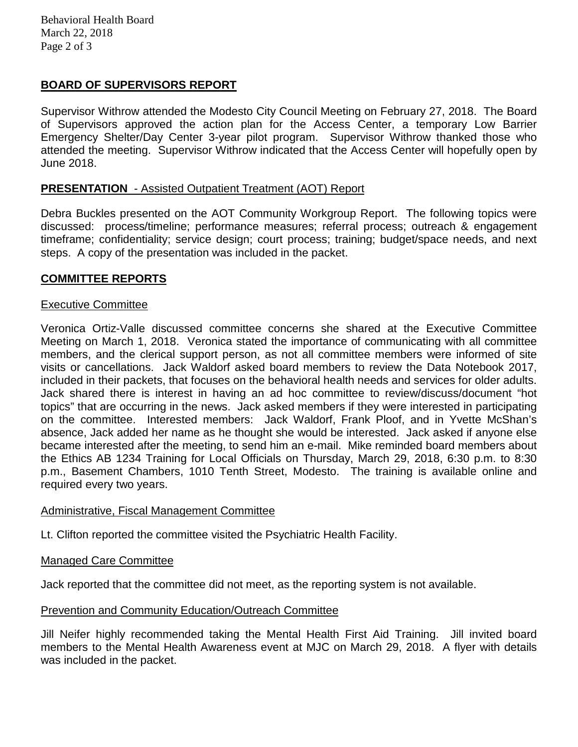## BOARD OF SUPERVISORS REPORT

Supervisor Withrow attended the Modesto City Council Meeting on February 27, 2018. The Board of Supervisors approved the action plan for the Access Center, a temporary Low Barrier Emergency Shelter/Day Center 3-year pilot program. Supervisor Withrow thanked those who attended the meeting. Supervisor Withrow indicated that the Access Center will hopefully open by June 2018.

## PRESENTATION - Assisted Outpatient Treatment (AOT) Report

Debra Buckles presented on the AOT Community Workgroup Report. The following topics were discussed: process/timeline; performance measures; referral process; outreach & engagement timeframe; confidentiality; service design; court process; training; budget/space needs, and next steps. A copy of the presentation was included in the packet.

## COMMITTEE REPORTS

### Executive Committee

Veronica Ortiz-Valle discussed committee concerns she shared at the Executive Committee Meeting on March 1, 2018. Veronica stated the importance of communicating with all committee members, and the clerical support person, as not all committee members were informed of site visits or cancellations. Jack Waldorf asked board members to review the Data Notebook 2017, included in their packets, that focuses on the behavioral health needs and services for older adults. Jack shared there is interest in having an ad hoc committee to review/discuss/document "hot topics" that are occurring in the news. Jack asked members if they were interested in participating on the committee. Interested members: Jack Waldorf, Frank Ploof, and in Yvette McShan's absence, Jack added her name as he thought she would be interested. Jack asked if anyone else became interested after the meeting, to send him an e-mail. Mike reminded board members about the Ethics AB 1234 Training for Local Officials on Thursday, March 29, 2018, 6:30 p.m. to 8:30 p.m., Basement Chambers, 1010 Tenth Street, Modesto. The training is available online and required every two years.

### Administrative, Fiscal Management Committee

Lt. Clifton reported the committee visited the Psychiatric Health Facility.

### Managed Care Committee

Jack reported that the committee did not meet, as the reporting system is not available.

### Prevention and Community Education/Outreach Committee

Jill Neifer highly recommended taking the Mental Health First Aid Training. Jill invited board members to the Mental Health Awareness event at MJC on March 29, 2018. A flyer with details was included in the packet.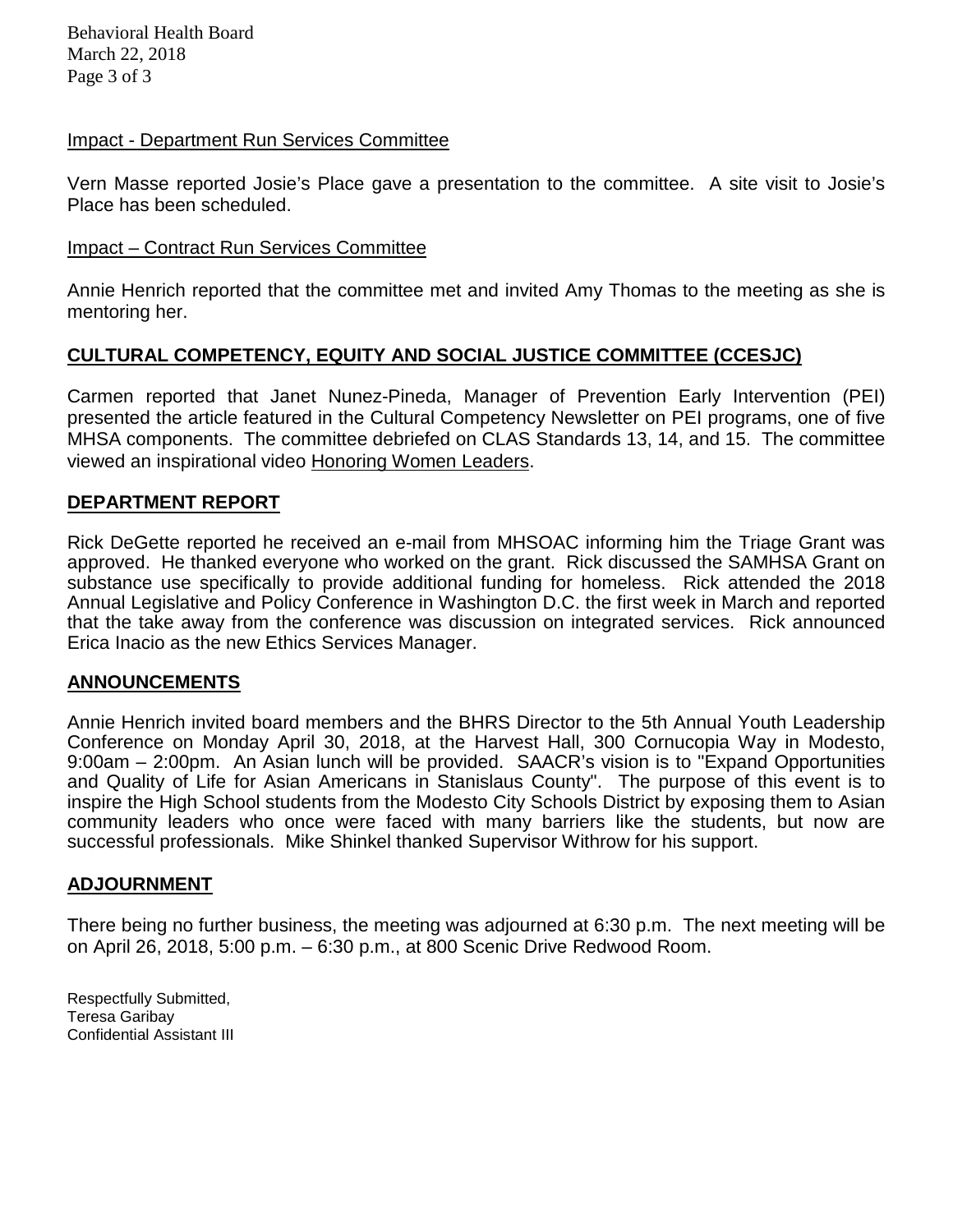Impact - Department Run Services Committee

Vern Masse reported Josie's Place gave a presentation to the committee. A site visit to Josie's Place has been scheduled.

Impact – Contract Run Services Committee

Annie Henrich reported that the committee met and invited Amy Thomas to the meeting as she is mentoring her.

## CULTURAL COMPETENCY, EQUITY AND SOCIAL JUSTICE COMMITTEE (CCESJC)

Carmen reported that Janet Nunez-Pineda, Manager of Prevention Early Intervention (PEI) presented the article featured in the Cultural Competency Newsletter on PEI programs, one of five MHSA components. The committee debriefed on CLAS Standards 13, 14, and 15. The committee viewed an inspirational video Honoring Women Leaders.

## DEPARTMENT REPORT

Rick DeGette reported he received an e-mail from MHSOAC informing him the Triage Grant was approved. He thanked everyone who worked on the grant. Rick discussed the SAMHSA Grant on substance use specifically to provide additional funding for homeless. Rick attended the 2018 Annual Legislative and Policy Conference in Washington D.C. the first week in March and reported that the take away from the conference was discussion on integrated services. Rick announced Erica Inacio as the new Ethics Services Manager.

## ANNOUNCEMENTS

Annie Henrich invited board members and the BHRS Director to the 5th Annual Youth Leadership Conference on Monday April 30, 2018, at the Harvest Hall, 300 Cornucopia Way in Modesto, 9:00am – 2:00pm. An Asian lunch will be provided. SAACR's vision is to "Expand Opportunities and Quality of Life for Asian Americans in Stanislaus County". The purpose of this event is to inspire the High School students from the Modesto City Schools District by exposing them to Asian community leaders who once were faced with many barriers like the students, but now are successful professionals. Mike Shinkel thanked Supervisor Withrow for his support.

## ADJOURNMENT

There being no further business, the meeting was adjourned at 6:30 p.m. The next meeting will be on April 26, 2018, 5:00 p.m. – 6:30 p.m., at 800 Scenic Drive Redwood Room.

Respectfully Submitted,
Teresa Garibay
Confidential Assistant III